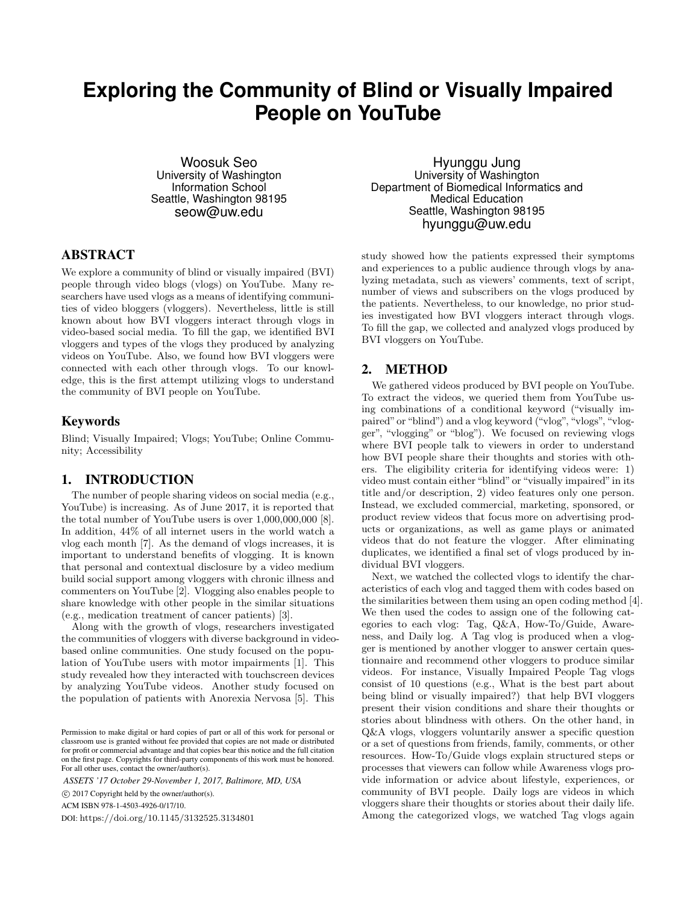# Exploring the Community of Blind or Visually Impaired People on YouTube

Woosuk Seo
University of Washington
Information School
Seattle, Washington 98195
seow@uw.edu

Hyunggu Jung
University of Washington
Department of Biomedical Informatics and Medical Education
Seattle, Washington 98195
hyunggu@uw.edu

## ABSTRACT

We explore a community of blind or visually impaired (BVI) people through video blogs (vlogs) on YouTube. Many researchers have used vlogs as a means of identifying communities of video bloggers (vloggers). Nevertheless, little is still known about how BVI vloggers interact through vlogs in video-based social media. To fill the gap, we identified BVI vloggers and types of the vlogs they produced by analyzing videos on YouTube. Also, we found how BVI vloggers were connected with each other through vlogs. To our knowledge, this is the first attempt utilizing vlogs to understand the community of BVI people on YouTube.

### Keywords

Blind; Visually Impaired; Vlogs; YouTube; Online Community; Accessibility

## 1. INTRODUCTION

The number of people sharing videos on social media (e.g., YouTube) is increasing. As of June 2017, it is reported that the total number of YouTube users is over 1,000,000,000 [8]. In addition, 44% of all internet users in the world watch a vlog each month [7]. As the demand of vlogs increases, it is important to understand benefits of vlogging. It is known that personal and contextual disclosure by a video medium build social support among vloggers with chronic illness and commenters on YouTube [2]. Vlogging also enables people to share knowledge with other people in the similar situations (e.g., medication treatment of cancer patients) [3].

Along with the growth of vlogs, researchers investigated the communities of vloggers with diverse background in video-based online communities. One study focused on the population of YouTube users with motor impairments [1]. This study revealed how they interacted with touchscreen devices by analyzing YouTube videos. Another study focused on the population of patients with Anorexia Nervosa [5]. This study showed how the patients expressed their symptoms and experiences to a public audience through vlogs by analyzing metadata, such as viewers' comments, text of script, number of views and subscribers on the vlogs produced by the patients. Nevertheless, to our knowledge, no prior studies investigated how BVI vloggers interact through vlogs. To fill the gap, we collected and analyzed vlogs produced by BVI vloggers on YouTube.

Permission to make digital or hard copies of part or all of this work for personal or classroom use is granted without fee provided that copies are not made or distributed for profit or commercial advantage and that copies bear this notice and the full citation on the first page. Copyrights for third-party components of this work must be honored. For all other uses, contact the owner/author(s).

*ASSETS '17 October 29-November 1, 2017, Baltimore, MD, USA*

© 2017 Copyright held by the owner/author(s).

ACM ISBN 978-1-4503-4926-0/17/10.

DOI: https://doi.org/10.1145/3132525.3134801

## 2. METHOD

We gathered videos produced by BVI people on YouTube. To extract the videos, we queried them from YouTube using combinations of a conditional keyword ("visually impaired" or "blind") and a vlog keyword ("vlog", "vlogs", "vlogger", "vlogging" or "blog"). We focused on reviewing vlogs where BVI people talk to viewers in order to understand how BVI people share their thoughts and stories with others. The eligibility criteria for identifying videos were: 1) video must contain either "blind" or "visually impaired" in its title and/or description, 2) video features only one person. Instead, we excluded commercial, marketing, sponsored, or product review videos that focus more on advertising products or organizations, as well as game plays or animated videos that do not feature the vlogger. After eliminating duplicates, we identified a final set of vlogs produced by individual BVI vloggers.

Next, we watched the collected vlogs to identify the characteristics of each vlog and tagged them with codes based on the similarities between them using an open coding method [4]. We then used the codes to assign one of the following categories to each vlog: Tag, Q&A, How-To/Guide, Awareness, and Daily log. A Tag vlog is produced when a vlogger is mentioned by another vlogger to answer certain questionnaire and recommend other vloggers to produce similar videos. For instance, Visually Impaired People Tag vlogs consist of 10 questions (e.g., What is the best part about being blind or visually impaired?) that help BVI vloggers present their vision conditions and share their thoughts or stories about blindness with others. On the other hand, in Q&A vlogs, vloggers voluntarily answer a specific question or a set of questions from friends, family, comments, or other resources. How-To/Guide vlogs explain structured steps or processes that viewers can follow while Awareness vlogs provide information or advice about lifestyle, experiences, or community of BVI people. Daily logs are videos in which vloggers share their thoughts or stories about their daily life. Among the categorized vlogs, we watched Tag vlogs again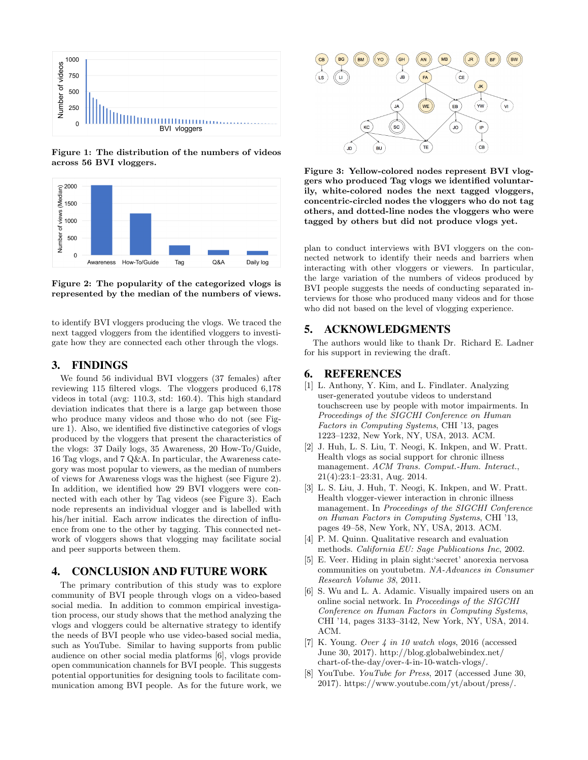1000
750
500
250
0
Number of videos
BVI vloggers

**Figure 1: The distribution of the numbers of videos across 56 BVI vloggers.**

2000
1500
1000
500
0
Number of views (Median)
Awareness
How-To/Guide
Tag
Q&A
Daily log

**Figure 2: The popularity of the categorized vlogs is represented by the median of the numbers of views.**

to identify BVI vloggers producing the vlogs. We traced the next tagged vloggers from the identified vloggers to investigate how they are connected each other through the vlogs.

## 3. FINDINGS

We found 56 individual BVI vloggers (37 females) after reviewing 115 filtered vlogs. The vloggers produced 6,178 videos in total (avg: 110.3, std: 160.4). This high standard deviation indicates that there is a large gap between those who produce many videos and those who do not (see Figure 1). Also, we identified five distinctive categories of vlogs produced by the vloggers that present the characteristics of the vlogs: 37 Daily logs, 35 Awareness, 20 How-To/Guide, 16 Tag vlogs, and 7 Q&A. In particular, the Awareness category was most popular to viewers, as the median of numbers of views for Awareness vlogs was the highest (see Figure 2). In addition, we identified how 29 BVI vloggers were connected with each other by Tag videos (see Figure 3). Each node represents an individual vlogger and is labelled with his/her initial. Each arrow indicates the direction of influence from one to the other by tagging. This connected network of vloggers shows that vlogging may facilitate social and peer supports between them.

## 4. CONCLUSION AND FUTURE WORK

The primary contribution of this study was to explore community of BVI people through vlogs on a video-based social media. In addition to common empirical investigation process, our study shows that the method analyzing the vlogs and vloggers could be alternative strategy to identify the needs of BVI people who use video-based social media, such as YouTube. Similar to having supports from public audience on other social media platforms [6], vlogs provide open communication channels for BVI people. This suggests potential opportunities for designing tools to facilitate communication among BVI people. As for the future work, we

CB BG BM YO GH AN MB JR BF BW
LS LI JB FA CE
JK
JA WE EB YW VI
KC SC JO IP
JD BU TE CB

**Figure 3: Yellow-colored nodes represent BVI vloggers who produced Tag vlogs we identified voluntarily, white-colored nodes the next tagged vloggers, concentric-circled nodes the vloggers who do not tag others, and dotted-line nodes the vloggers who were tagged by others but did not produce vlogs yet.**

plan to conduct interviews with BVI vloggers on the connected network to identify their needs and barriers when interacting with other vloggers or viewers. In particular, the large variation of the numbers of videos produced by BVI people suggests the needs of conducting separated interviews for those who produced many videos and for those who did not based on the level of vlogging experience.

## 5. ACKNOWLEDGMENTS

The authors would like to thank Dr. Richard E. Ladner for his support in reviewing the draft.

## 6. REFERENCES

[1] L. Anthony, Y. Kim, and L. Findlater. Analyzing user-generated youtube videos to understand touchscreen use by people with motor impairments. In *Proceedings of the SIGCHI Conference on Human Factors in Computing Systems*, CHI '13, pages 1223–1232, New York, NY, USA, 2013. ACM.

[2] J. Huh, L. S. Liu, T. Neogi, K. Inkpen, and W. Pratt. Health vlogs as social support for chronic illness management. *ACM Trans. Comput.-Hum. Interact.*, 21(4):23:1–23:31, Aug. 2014.

[3] L. S. Liu, J. Huh, T. Neogi, K. Inkpen, and W. Pratt. Health vlogger-viewer interaction in chronic illness management. In *Proceedings of the SIGCHI Conference on Human Factors in Computing Systems*, CHI '13, pages 49–58, New York, NY, USA, 2013. ACM.

[4] P. M. Quinn. Qualitative research and evaluation methods. *California EU: Sage Publications Inc*, 2002.

[5] E. Veer. Hiding in plain sight:'secret' anorexia nervosa communities on youtubetm. *NA-Advances in Consumer Research Volume 38*, 2011.

[6] S. Wu and L. A. Adamic. Visually impaired users on an online social network. In *Proceedings of the SIGCHI Conference on Human Factors in Computing Systems*, CHI '14, pages 3133–3142, New York, NY, USA, 2014. ACM.

[7] K. Young. *Over 4 in 10 watch vlogs*, 2016 (accessed June 30, 2017). http://blog.globalwebindex.net/chart-of-the-day/over-4-in-10-watch-vlogs/.

[8] YouTube. *YouTube for Press*, 2017 (accessed June 30, 2017). https://www.youtube.com/yt/about/press/.